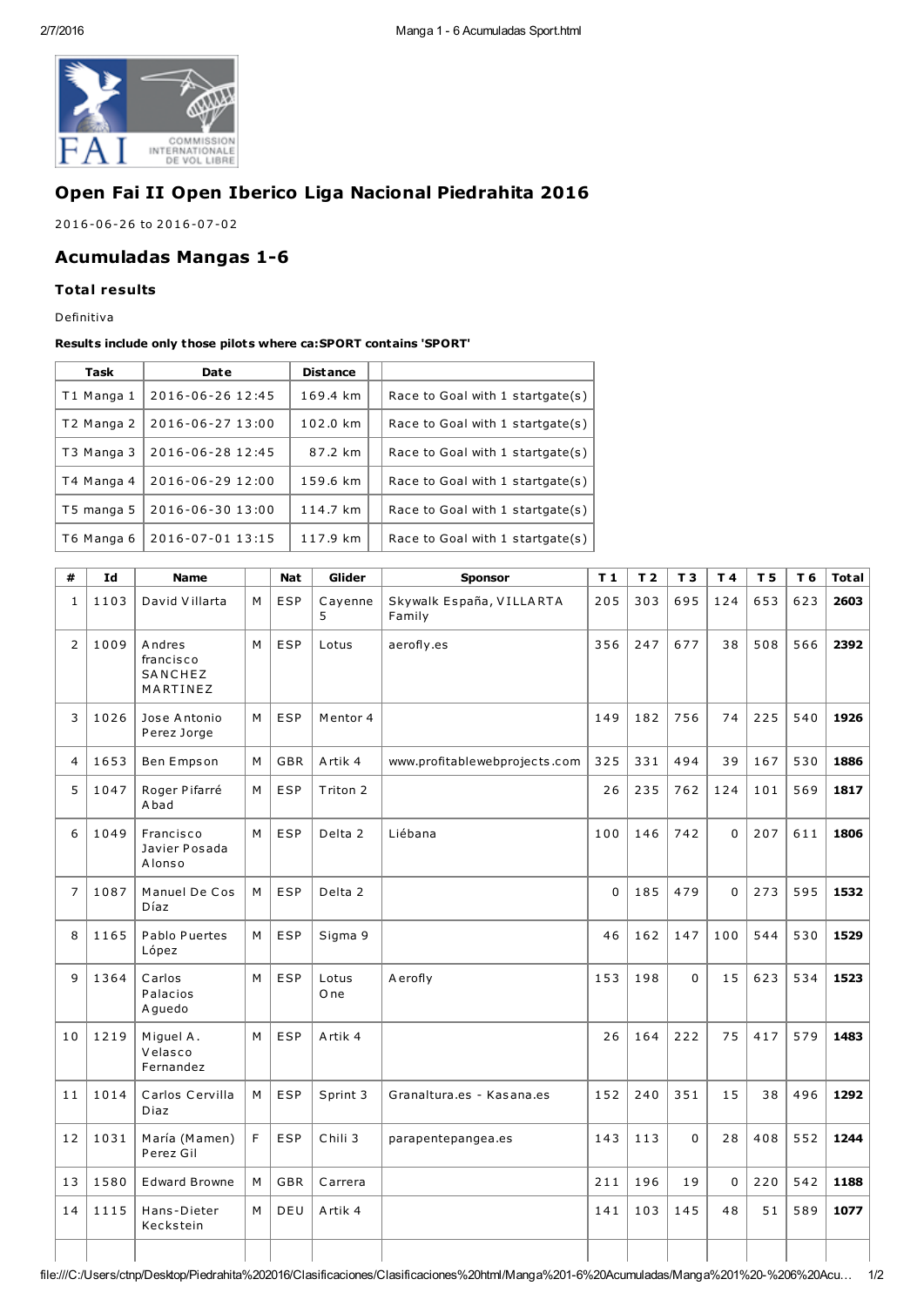# Open Fai II Open Iberico Liga Nacional Piedrahita 2016

2016-06-26 to 2016-07-02

## Acumuladas Mangas 1-6

### Total results

Definitiva

**Results include only those pilots where ca:SPORT contains 'SPORT'**

| Task | Date | Distance | |
|---|---|---|---|
| T1 Manga 1 | 2016-06-26 12:45 | 169.4 km | Race to Goal with 1 startgate(s) |
| T2 Manga 2 | 2016-06-27 13:00 | 102.0 km | Race to Goal with 1 startgate(s) |
| T3 Manga 3 | 2016-06-28 12:45 | 87.2 km | Race to Goal with 1 startgate(s) |
| T4 Manga 4 | 2016-06-29 12:00 | 159.6 km | Race to Goal with 1 startgate(s) |
| T5 manga 5 | 2016-06-30 13:00 | 114.7 km | Race to Goal with 1 startgate(s) |
| T6 Manga 6 | 2016-07-01 13:15 | 117.9 km | Race to Goal with 1 startgate(s) |

| # | Id | Name | | Nat | Glider | Sponsor | T 1 | T 2 | T 3 | T 4 | T 5 | T 6 | Total |
|---|---|---|---|---|---|---|---|---|---|---|---|---|---|
| 1 | 1103 | David Villarta | M | ESP | Cayenne 5 | Skywalk España, VILLARTA Family | 205 | 303 | 695 | 124 | 653 | 623 | **2603** |
| 2 | 1009 | Andres francisco SANCHEZ MARTINEZ | M | ESP | Lotus | aerofly.es | 356 | 247 | 677 | 38 | 508 | 566 | **2392** |
| 3 | 1026 | Jose Antonio Perez Jorge | M | ESP | Mentor 4 | | 149 | 182 | 756 | 74 | 225 | 540 | **1926** |
| 4 | 1653 | Ben Empson | M | GBR | Artik 4 | www.profitablewebprojects.com | 325 | 331 | 494 | 39 | 167 | 530 | **1886** |
| 5 | 1047 | Roger Pifarré Abad | M | ESP | Triton 2 | | 26 | 235 | 762 | 124 | 101 | 569 | **1817** |
| 6 | 1049 | Francisco Javier Posada Alonso | M | ESP | Delta 2 | Liébana | 100 | 146 | 742 | 0 | 207 | 611 | **1806** |
| 7 | 1087 | Manuel De Cos Díaz | M | ESP | Delta 2 | | 0 | 185 | 479 | 0 | 273 | 595 | **1532** |
| 8 | 1165 | Pablo Puertes López | M | ESP | Sigma 9 | | 46 | 162 | 147 | 100 | 544 | 530 | **1529** |
| 9 | 1364 | Carlos Palacios Aguedo | M | ESP | Lotus One | Aerofly | 153 | 198 | 0 | 15 | 623 | 534 | **1523** |
| 10 | 1219 | Miguel A. Velasco Fernandez | M | ESP | Artik 4 | | 26 | 164 | 222 | 75 | 417 | 579 | **1483** |
| 11 | 1014 | Carlos Cervilla Diaz | M | ESP | Sprint 3 | Granaltura.es - Kasana.es | 152 | 240 | 351 | 15 | 38 | 496 | **1292** |
| 12 | 1031 | María (Mamen) Perez Gil | F | ESP | Chili 3 | parapentepangea.es | 143 | 113 | 0 | 28 | 408 | 552 | **1244** |
| 13 | 1580 | Edward Browne | M | GBR | Carrera | | 211 | 196 | 19 | 0 | 220 | 542 | **1188** |
| 14 | 1115 | Hans-Dieter Keckstein | M | DEU | Artik 4 | | 141 | 103 | 145 | 48 | 51 | 589 | **1077** |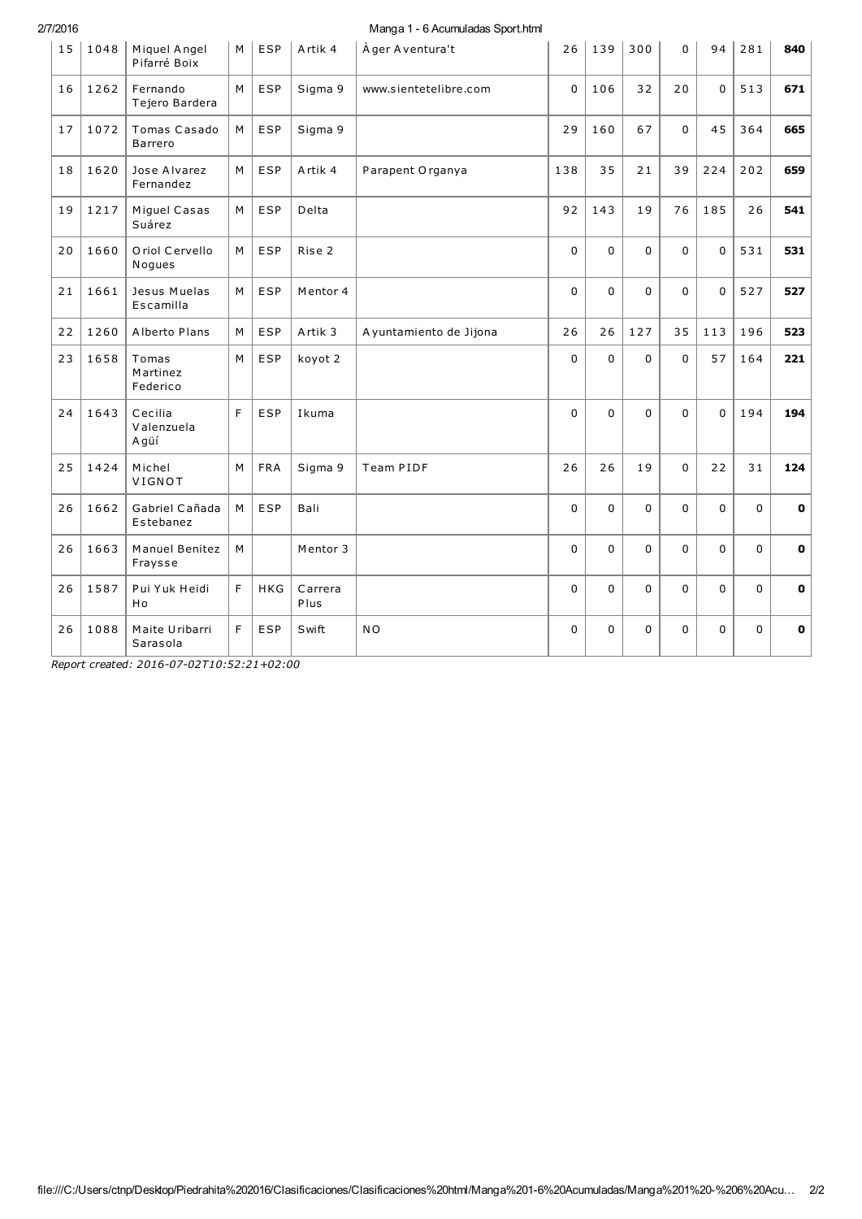| | | | | | | | | | | | | | |
|---|---|---|---|---|---|---|---|---|---|---|---|---|---|
| 15 | 1048 | Miquel Angel Pifarré Boix | M | ESP | Artik 4 | Àger Aventura't | 26 | 139 | 300 | 0 | 94 | 281 | **840** |
| 16 | 1262 | Fernando Tejero Bardera | M | ESP | Sigma 9 | www.sientetelibre.com | 0 | 106 | 32 | 20 | 0 | 513 | **671** |
| 17 | 1072 | Tomas Casado Barrero | M | ESP | Sigma 9 | | 29 | 160 | 67 | 0 | 45 | 364 | **665** |
| 18 | 1620 | Jose Alvarez Fernandez | M | ESP | Artik 4 | Parapent Organya | 138 | 35 | 21 | 39 | 224 | 202 | **659** |
| 19 | 1217 | Miguel Casas Suárez | M | ESP | Delta | | 92 | 143 | 19 | 76 | 185 | 26 | **541** |
| 20 | 1660 | Oriol Cervello Nogues | M | ESP | Rise 2 | | 0 | 0 | 0 | 0 | 0 | 531 | **531** |
| 21 | 1661 | Jesus Muelas Escamilla | M | ESP | Mentor 4 | | 0 | 0 | 0 | 0 | 0 | 527 | **527** |
| 22 | 1260 | Alberto Plans | M | ESP | Artik 3 | Ayuntamiento de Jijona | 26 | 26 | 127 | 35 | 113 | 196 | **523** |
| 23 | 1658 | Tomas Martinez Federico | M | ESP | koyot 2 | | 0 | 0 | 0 | 0 | 57 | 164 | **221** |
| 24 | 1643 | Cecilia Valenzuela Agüí | F | ESP | Ikuma | | 0 | 0 | 0 | 0 | 0 | 194 | **194** |
| 25 | 1424 | Michel VIGNOT | M | FRA | Sigma 9 | Team PIDF | 26 | 26 | 19 | 0 | 22 | 31 | **124** |
| 26 | 1662 | Gabriel Cañada Estebanez | M | ESP | Bali | | 0 | 0 | 0 | 0 | 0 | 0 | **0** |
| 26 | 1663 | Manuel Benitez Fraysse | M | | Mentor 3 | | 0 | 0 | 0 | 0 | 0 | 0 | **0** |
| 26 | 1587 | Pui Yuk Heidi Ho | F | HKG | Carrera Plus | | 0 | 0 | 0 | 0 | 0 | 0 | **0** |
| 26 | 1088 | Maite Uribarri Sarasola | F | ESP | Swift | NO | 0 | 0 | 0 | 0 | 0 | 0 | **0** |

*Report created: 2016-07-02T10:52:21+02:00*